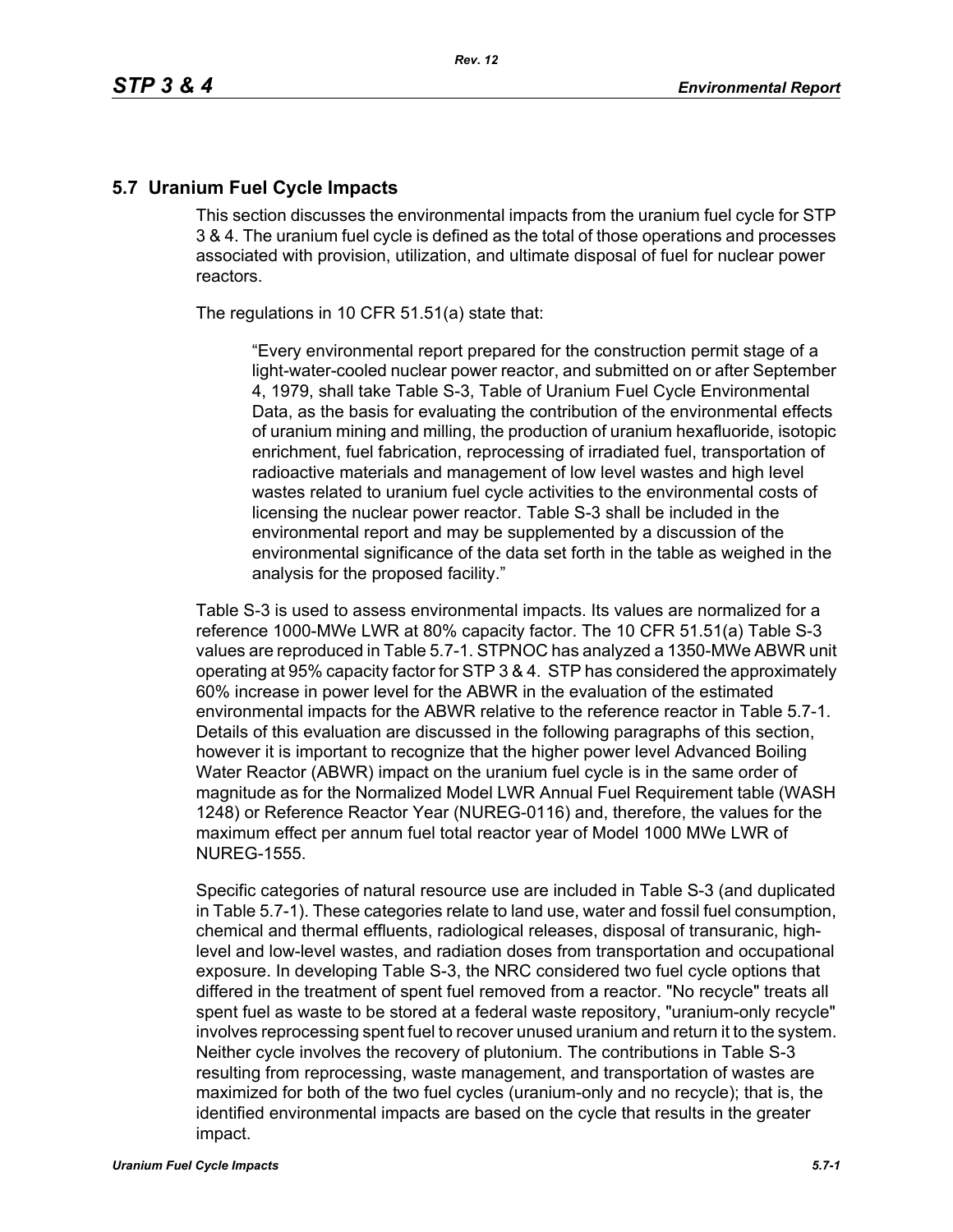## 5.7 Uranium Fuel Cycle Impacts

This section discusses the environmental impacts from the uranium fuel cycle for STP 3 & 4. The uranium fuel cycle is defined as the total of those operations and processes associated with provision, utilization, and ultimate disposal of fuel for nuclear power reactors.

The regulations in 10 CFR 51.51(a) state that:

> "Every environmental report prepared for the construction permit stage of a light-water-cooled nuclear power reactor, and submitted on or after September 4, 1979, shall take Table S-3, Table of Uranium Fuel Cycle Environmental Data, as the basis for evaluating the contribution of the environmental effects of uranium mining and milling, the production of uranium hexafluoride, isotopic enrichment, fuel fabrication, reprocessing of irradiated fuel, transportation of radioactive materials and management of low level wastes and high level wastes related to uranium fuel cycle activities to the environmental costs of licensing the nuclear power reactor. Table S-3 shall be included in the environmental report and may be supplemented by a discussion of the environmental significance of the data set forth in the table as weighed in the analysis for the proposed facility."

Table S-3 is used to assess environmental impacts. Its values are normalized for a reference 1000-MWe LWR at 80% capacity factor. The 10 CFR 51.51(a) Table S-3 values are reproduced in Table 5.7-1. STPNOC has analyzed a 1350-MWe ABWR unit operating at 95% capacity factor for STP 3 & 4. STP has considered the approximately 60% increase in power level for the ABWR in the evaluation of the estimated environmental impacts for the ABWR relative to the reference reactor in Table 5.7-1. Details of this evaluation are discussed in the following paragraphs of this section, however it is important to recognize that the higher power level Advanced Boiling Water Reactor (ABWR) impact on the uranium fuel cycle is in the same order of magnitude as for the Normalized Model LWR Annual Fuel Requirement table (WASH 1248) or Reference Reactor Year (NUREG-0116) and, therefore, the values for the maximum effect per annum fuel total reactor year of Model 1000 MWe LWR of NUREG-1555.

Specific categories of natural resource use are included in Table S-3 (and duplicated in Table 5.7-1). These categories relate to land use, water and fossil fuel consumption, chemical and thermal effluents, radiological releases, disposal of transuranic, high-level and low-level wastes, and radiation doses from transportation and occupational exposure. In developing Table S-3, the NRC considered two fuel cycle options that differed in the treatment of spent fuel removed from a reactor. "No recycle" treats all spent fuel as waste to be stored at a federal waste repository, "uranium-only recycle" involves reprocessing spent fuel to recover unused uranium and return it to the system. Neither cycle involves the recovery of plutonium. The contributions in Table S-3 resulting from reprocessing, waste management, and transportation of wastes are maximized for both of the two fuel cycles (uranium-only and no recycle); that is, the identified environmental impacts are based on the cycle that results in the greater impact.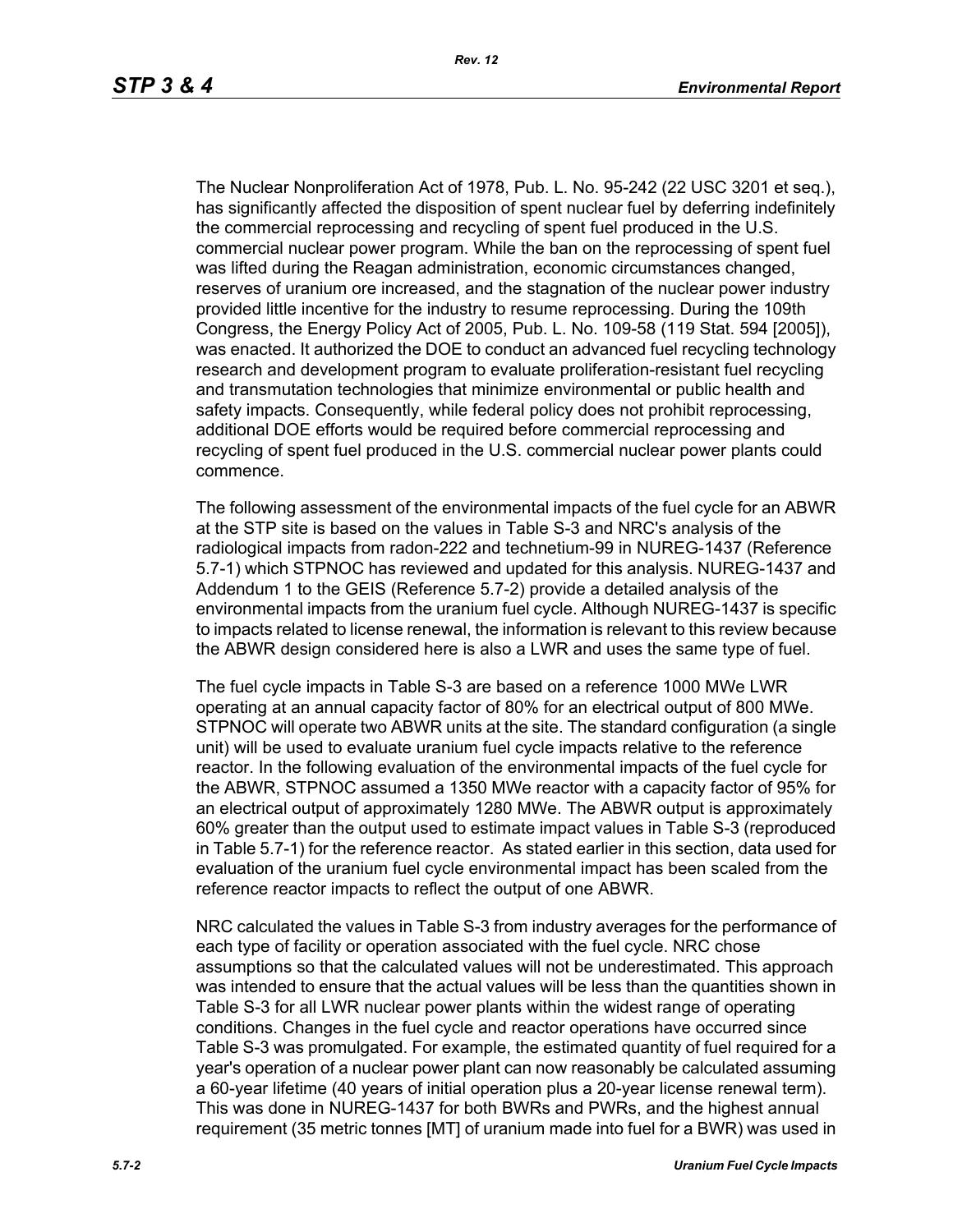The Nuclear Nonproliferation Act of 1978, Pub. L. No. 95-242 (22 USC 3201 et seq.), has significantly affected the disposition of spent nuclear fuel by deferring indefinitely the commercial reprocessing and recycling of spent fuel produced in the U.S. commercial nuclear power program. While the ban on the reprocessing of spent fuel was lifted during the Reagan administration, economic circumstances changed, reserves of uranium ore increased, and the stagnation of the nuclear power industry provided little incentive for the industry to resume reprocessing. During the 109th Congress, the Energy Policy Act of 2005, Pub. L. No. 109-58 (119 Stat. 594 [2005]), was enacted. It authorized the DOE to conduct an advanced fuel recycling technology research and development program to evaluate proliferation-resistant fuel recycling and transmutation technologies that minimize environmental or public health and safety impacts. Consequently, while federal policy does not prohibit reprocessing, additional DOE efforts would be required before commercial reprocessing and recycling of spent fuel produced in the U.S. commercial nuclear power plants could commence.

The following assessment of the environmental impacts of the fuel cycle for an ABWR at the STP site is based on the values in Table S-3 and NRC's analysis of the radiological impacts from radon-222 and technetium-99 in NUREG-1437 (Reference 5.7-1) which STPNOC has reviewed and updated for this analysis. NUREG-1437 and Addendum 1 to the GEIS (Reference 5.7-2) provide a detailed analysis of the environmental impacts from the uranium fuel cycle. Although NUREG-1437 is specific to impacts related to license renewal, the information is relevant to this review because the ABWR design considered here is also a LWR and uses the same type of fuel.

The fuel cycle impacts in Table S-3 are based on a reference 1000 MWe LWR operating at an annual capacity factor of 80% for an electrical output of 800 MWe. STPNOC will operate two ABWR units at the site. The standard configuration (a single unit) will be used to evaluate uranium fuel cycle impacts relative to the reference reactor. In the following evaluation of the environmental impacts of the fuel cycle for the ABWR, STPNOC assumed a 1350 MWe reactor with a capacity factor of 95% for an electrical output of approximately 1280 MWe. The ABWR output is approximately 60% greater than the output used to estimate impact values in Table S-3 (reproduced in Table 5.7-1) for the reference reactor. As stated earlier in this section, data used for evaluation of the uranium fuel cycle environmental impact has been scaled from the reference reactor impacts to reflect the output of one ABWR.

NRC calculated the values in Table S-3 from industry averages for the performance of each type of facility or operation associated with the fuel cycle. NRC chose assumptions so that the calculated values will not be underestimated. This approach was intended to ensure that the actual values will be less than the quantities shown in Table S-3 for all LWR nuclear power plants within the widest range of operating conditions. Changes in the fuel cycle and reactor operations have occurred since Table S-3 was promulgated. For example, the estimated quantity of fuel required for a year's operation of a nuclear power plant can now reasonably be calculated assuming a 60-year lifetime (40 years of initial operation plus a 20-year license renewal term). This was done in NUREG-1437 for both BWRs and PWRs, and the highest annual requirement (35 metric tonnes [MT] of uranium made into fuel for a BWR) was used in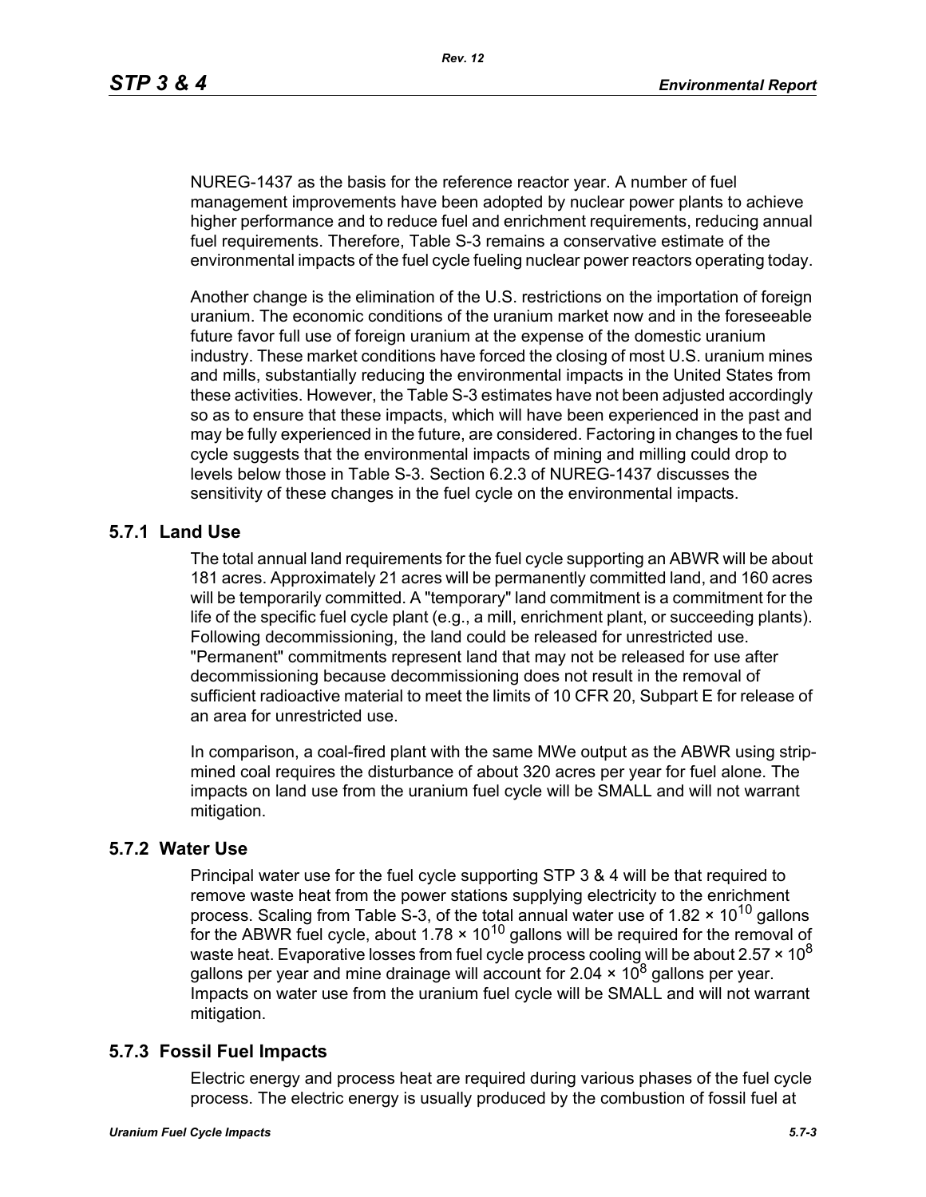NUREG-1437 as the basis for the reference reactor year. A number of fuel management improvements have been adopted by nuclear power plants to achieve higher performance and to reduce fuel and enrichment requirements, reducing annual fuel requirements. Therefore, Table S-3 remains a conservative estimate of the environmental impacts of the fuel cycle fueling nuclear power reactors operating today.

Another change is the elimination of the U.S. restrictions on the importation of foreign uranium. The economic conditions of the uranium market now and in the foreseeable future favor full use of foreign uranium at the expense of the domestic uranium industry. These market conditions have forced the closing of most U.S. uranium mines and mills, substantially reducing the environmental impacts in the United States from these activities. However, the Table S-3 estimates have not been adjusted accordingly so as to ensure that these impacts, which will have been experienced in the past and may be fully experienced in the future, are considered. Factoring in changes to the fuel cycle suggests that the environmental impacts of mining and milling could drop to levels below those in Table S-3. Section 6.2.3 of NUREG-1437 discusses the sensitivity of these changes in the fuel cycle on the environmental impacts.

## 5.7.1 Land Use

The total annual land requirements for the fuel cycle supporting an ABWR will be about 181 acres. Approximately 21 acres will be permanently committed land, and 160 acres will be temporarily committed. A "temporary" land commitment is a commitment for the life of the specific fuel cycle plant (e.g., a mill, enrichment plant, or succeeding plants). Following decommissioning, the land could be released for unrestricted use. "Permanent" commitments represent land that may not be released for use after decommissioning because decommissioning does not result in the removal of sufficient radioactive material to meet the limits of 10 CFR 20, Subpart E for release of an area for unrestricted use.

In comparison, a coal-fired plant with the same MWe output as the ABWR using strip-mined coal requires the disturbance of about 320 acres per year for fuel alone. The impacts on land use from the uranium fuel cycle will be SMALL and will not warrant mitigation.

## 5.7.2 Water Use

Principal water use for the fuel cycle supporting STP 3 & 4 will be that required to remove waste heat from the power stations supplying electricity to the enrichment process. Scaling from Table S-3, of the total annual water use of $1.82 \times 10^{10}$ gallons for the ABWR fuel cycle, about $1.78 \times 10^{10}$ gallons will be required for the removal of waste heat. Evaporative losses from fuel cycle process cooling will be about $2.57 \times 10^{8}$ gallons per year and mine drainage will account for $2.04 \times 10^{8}$ gallons per year. Impacts on water use from the uranium fuel cycle will be SMALL and will not warrant mitigation.

## 5.7.3 Fossil Fuel Impacts

Electric energy and process heat are required during various phases of the fuel cycle process. The electric energy is usually produced by the combustion of fossil fuel at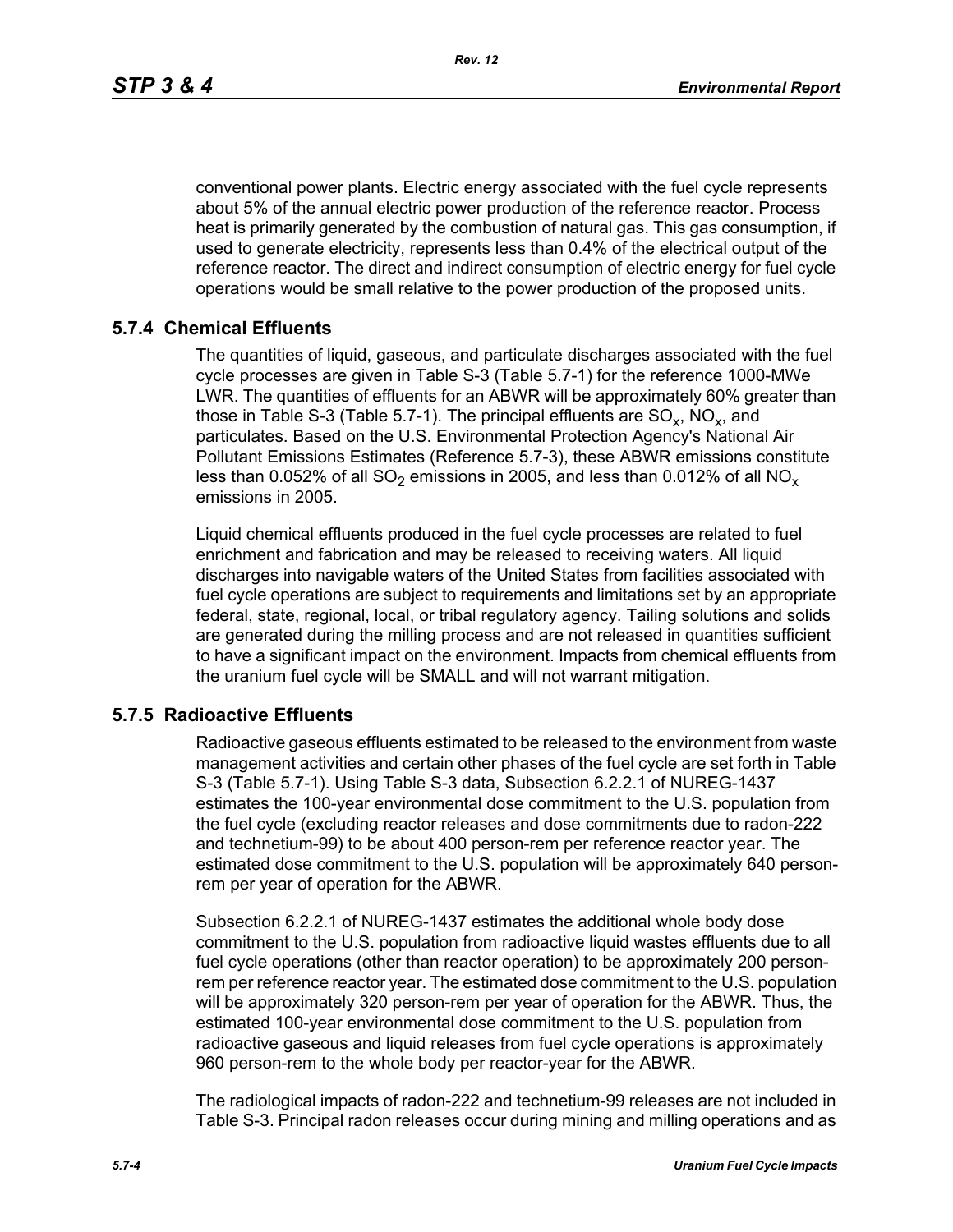conventional power plants. Electric energy associated with the fuel cycle represents about 5% of the annual electric power production of the reference reactor. Process heat is primarily generated by the combustion of natural gas. This gas consumption, if used to generate electricity, represents less than 0.4% of the electrical output of the reference reactor. The direct and indirect consumption of electric energy for fuel cycle operations would be small relative to the power production of the proposed units.

## 5.7.4 Chemical Effluents

The quantities of liquid, gaseous, and particulate discharges associated with the fuel cycle processes are given in Table S-3 (Table 5.7-1) for the reference 1000-MWe LWR. The quantities of effluents for an ABWR will be approximately 60% greater than those in Table S-3 (Table 5.7-1). The principal effluents are $SO_x$, $NO_x$, and particulates. Based on the U.S. Environmental Protection Agency's National Air Pollutant Emissions Estimates (Reference 5.7-3), these ABWR emissions constitute less than 0.052% of all $SO_2$ emissions in 2005, and less than 0.012% of all $NO_x$ emissions in 2005.

Liquid chemical effluents produced in the fuel cycle processes are related to fuel enrichment and fabrication and may be released to receiving waters. All liquid discharges into navigable waters of the United States from facilities associated with fuel cycle operations are subject to requirements and limitations set by an appropriate federal, state, regional, local, or tribal regulatory agency. Tailing solutions and solids are generated during the milling process and are not released in quantities sufficient to have a significant impact on the environment. Impacts from chemical effluents from the uranium fuel cycle will be SMALL and will not warrant mitigation.

## 5.7.5 Radioactive Effluents

Radioactive gaseous effluents estimated to be released to the environment from waste management activities and certain other phases of the fuel cycle are set forth in Table S-3 (Table 5.7-1). Using Table S-3 data, Subsection 6.2.2.1 of NUREG-1437 estimates the 100-year environmental dose commitment to the U.S. population from the fuel cycle (excluding reactor releases and dose commitments due to radon-222 and technetium-99) to be about 400 person-rem per reference reactor year. The estimated dose commitment to the U.S. population will be approximately 640 person-rem per year of operation for the ABWR.

Subsection 6.2.2.1 of NUREG-1437 estimates the additional whole body dose commitment to the U.S. population from radioactive liquid wastes effluents due to all fuel cycle operations (other than reactor operation) to be approximately 200 person-rem per reference reactor year. The estimated dose commitment to the U.S. population will be approximately 320 person-rem per year of operation for the ABWR. Thus, the estimated 100-year environmental dose commitment to the U.S. population from radioactive gaseous and liquid releases from fuel cycle operations is approximately 960 person-rem to the whole body per reactor-year for the ABWR.

The radiological impacts of radon-222 and technetium-99 releases are not included in Table S-3. Principal radon releases occur during mining and milling operations and as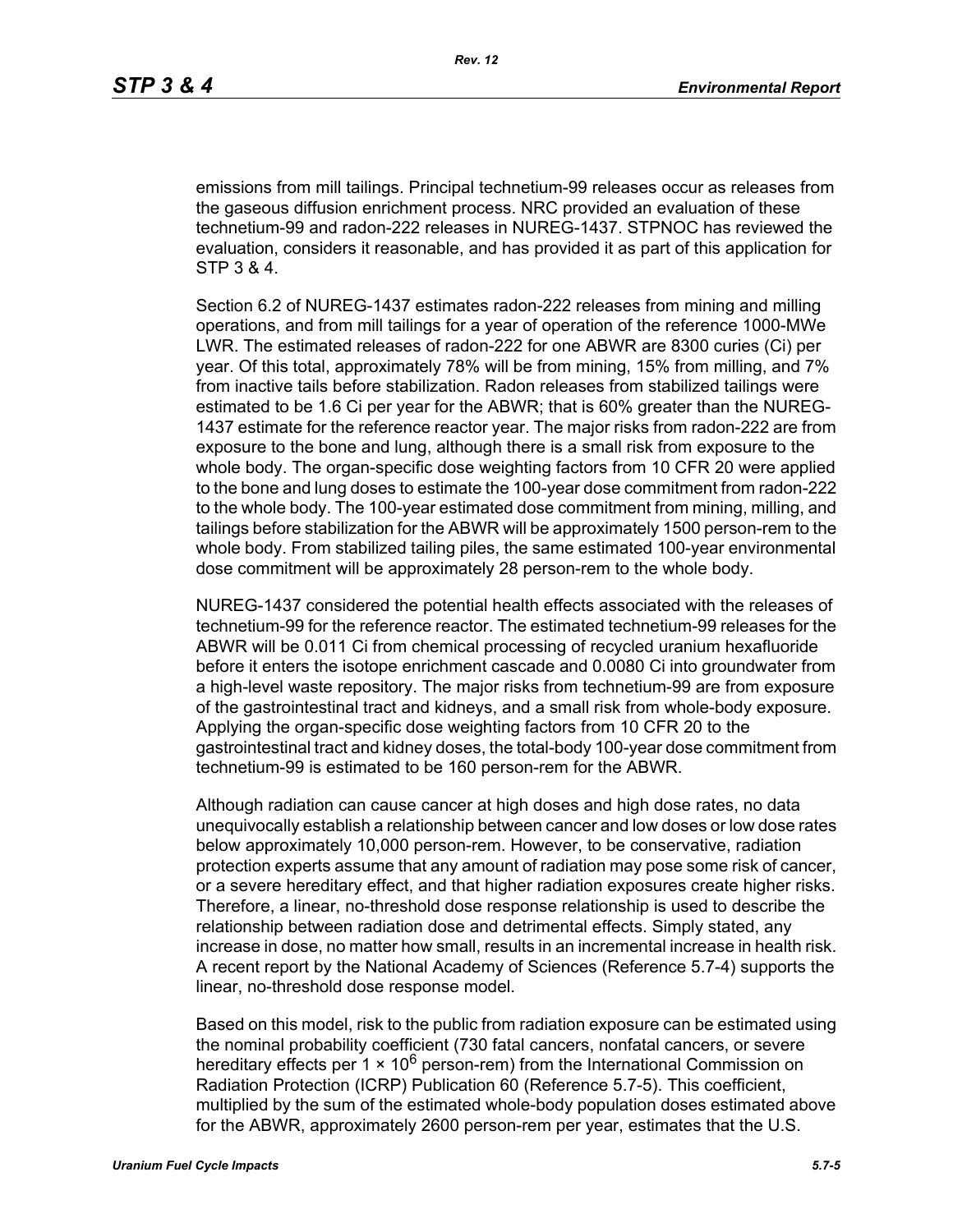emissions from mill tailings. Principal technetium-99 releases occur as releases from the gaseous diffusion enrichment process. NRC provided an evaluation of these technetium-99 and radon-222 releases in NUREG-1437. STPNOC has reviewed the evaluation, considers it reasonable, and has provided it as part of this application for STP 3 & 4.

Section 6.2 of NUREG-1437 estimates radon-222 releases from mining and milling operations, and from mill tailings for a year of operation of the reference 1000-MWe LWR. The estimated releases of radon-222 for one ABWR are 8300 curies (Ci) per year. Of this total, approximately 78% will be from mining, 15% from milling, and 7% from inactive tails before stabilization. Radon releases from stabilized tailings were estimated to be 1.6 Ci per year for the ABWR; that is 60% greater than the NUREG-1437 estimate for the reference reactor year. The major risks from radon-222 are from exposure to the bone and lung, although there is a small risk from exposure to the whole body. The organ-specific dose weighting factors from 10 CFR 20 were applied to the bone and lung doses to estimate the 100-year dose commitment from radon-222 to the whole body. The 100-year estimated dose commitment from mining, milling, and tailings before stabilization for the ABWR will be approximately 1500 person-rem to the whole body. From stabilized tailing piles, the same estimated 100-year environmental dose commitment will be approximately 28 person-rem to the whole body.

NUREG-1437 considered the potential health effects associated with the releases of technetium-99 for the reference reactor. The estimated technetium-99 releases for the ABWR will be 0.011 Ci from chemical processing of recycled uranium hexafluoride before it enters the isotope enrichment cascade and 0.0080 Ci into groundwater from a high-level waste repository. The major risks from technetium-99 are from exposure of the gastrointestinal tract and kidneys, and a small risk from whole-body exposure. Applying the organ-specific dose weighting factors from 10 CFR 20 to the gastrointestinal tract and kidney doses, the total-body 100-year dose commitment from technetium-99 is estimated to be 160 person-rem for the ABWR.

Although radiation can cause cancer at high doses and high dose rates, no data unequivocally establish a relationship between cancer and low doses or low dose rates below approximately 10,000 person-rem. However, to be conservative, radiation protection experts assume that any amount of radiation may pose some risk of cancer, or a severe hereditary effect, and that higher radiation exposures create higher risks. Therefore, a linear, no-threshold dose response relationship is used to describe the relationship between radiation dose and detrimental effects. Simply stated, any increase in dose, no matter how small, results in an incremental increase in health risk. A recent report by the National Academy of Sciences (Reference 5.7-4) supports the linear, no-threshold dose response model.

Based on this model, risk to the public from radiation exposure can be estimated using the nominal probability coefficient (730 fatal cancers, nonfatal cancers, or severe hereditary effects per $1 \times 10^6$ person-rem) from the International Commission on Radiation Protection (ICRP) Publication 60 (Reference 5.7-5). This coefficient, multiplied by the sum of the estimated whole-body population doses estimated above for the ABWR, approximately 2600 person-rem per year, estimates that the U.S.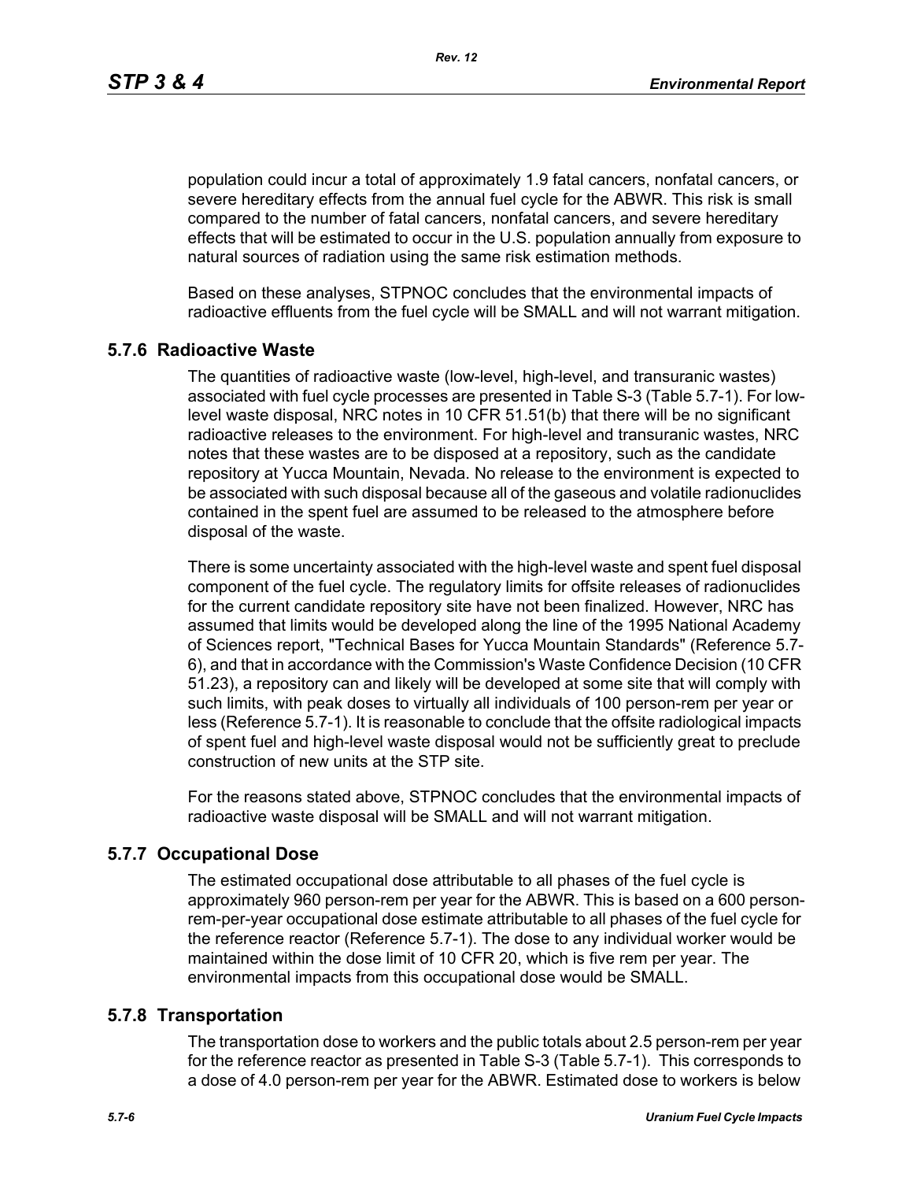population could incur a total of approximately 1.9 fatal cancers, nonfatal cancers, or severe hereditary effects from the annual fuel cycle for the ABWR. This risk is small compared to the number of fatal cancers, nonfatal cancers, and severe hereditary effects that will be estimated to occur in the U.S. population annually from exposure to natural sources of radiation using the same risk estimation methods.

Based on these analyses, STPNOC concludes that the environmental impacts of radioactive effluents from the fuel cycle will be SMALL and will not warrant mitigation.

## 5.7.6 Radioactive Waste

The quantities of radioactive waste (low-level, high-level, and transuranic wastes) associated with fuel cycle processes are presented in Table S-3 (Table 5.7-1). For low-level waste disposal, NRC notes in 10 CFR 51.51(b) that there will be no significant radioactive releases to the environment. For high-level and transuranic wastes, NRC notes that these wastes are to be disposed at a repository, such as the candidate repository at Yucca Mountain, Nevada. No release to the environment is expected to be associated with such disposal because all of the gaseous and volatile radionuclides contained in the spent fuel are assumed to be released to the atmosphere before disposal of the waste.

There is some uncertainty associated with the high-level waste and spent fuel disposal component of the fuel cycle. The regulatory limits for offsite releases of radionuclides for the current candidate repository site have not been finalized. However, NRC has assumed that limits would be developed along the line of the 1995 National Academy of Sciences report, "Technical Bases for Yucca Mountain Standards" (Reference 5.7-6), and that in accordance with the Commission's Waste Confidence Decision (10 CFR 51.23), a repository can and likely will be developed at some site that will comply with such limits, with peak doses to virtually all individuals of 100 person-rem per year or less (Reference 5.7-1). It is reasonable to conclude that the offsite radiological impacts of spent fuel and high-level waste disposal would not be sufficiently great to preclude construction of new units at the STP site.

For the reasons stated above, STPNOC concludes that the environmental impacts of radioactive waste disposal will be SMALL and will not warrant mitigation.

## 5.7.7 Occupational Dose

The estimated occupational dose attributable to all phases of the fuel cycle is approximately 960 person-rem per year for the ABWR. This is based on a 600 person-rem-per-year occupational dose estimate attributable to all phases of the fuel cycle for the reference reactor (Reference 5.7-1). The dose to any individual worker would be maintained within the dose limit of 10 CFR 20, which is five rem per year. The environmental impacts from this occupational dose would be SMALL.

## 5.7.8 Transportation

The transportation dose to workers and the public totals about 2.5 person-rem per year for the reference reactor as presented in Table S-3 (Table 5.7-1). This corresponds to a dose of 4.0 person-rem per year for the ABWR. Estimated dose to workers is below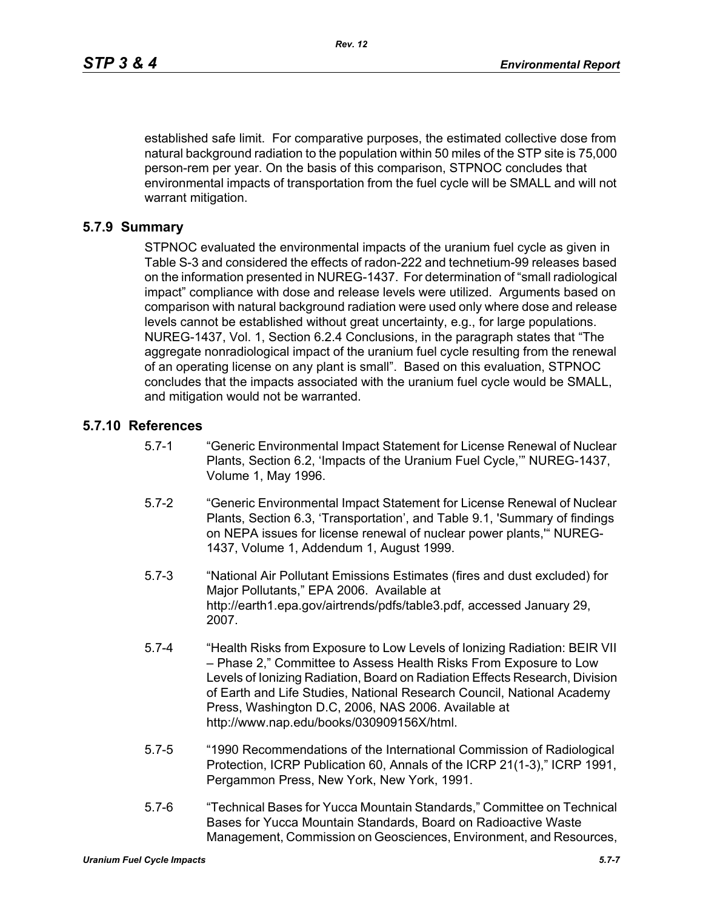established safe limit. For comparative purposes, the estimated collective dose from natural background radiation to the population within 50 miles of the STP site is 75,000 person-rem per year. On the basis of this comparison, STPNOC concludes that environmental impacts of transportation from the fuel cycle will be SMALL and will not warrant mitigation.

### 5.7.9 Summary

STPNOC evaluated the environmental impacts of the uranium fuel cycle as given in Table S-3 and considered the effects of radon-222 and technetium-99 releases based on the information presented in NUREG-1437. For determination of "small radiological impact" compliance with dose and release levels were utilized. Arguments based on comparison with natural background radiation were used only where dose and release levels cannot be established without great uncertainty, e.g., for large populations. NUREG-1437, Vol. 1, Section 6.2.4 Conclusions, in the paragraph states that "The aggregate nonradiological impact of the uranium fuel cycle resulting from the renewal of an operating license on any plant is small". Based on this evaluation, STPNOC concludes that the impacts associated with the uranium fuel cycle would be SMALL, and mitigation would not be warranted.

### 5.7.10 References

5.7-1 "Generic Environmental Impact Statement for License Renewal of Nuclear Plants, Section 6.2, 'Impacts of the Uranium Fuel Cycle,'" NUREG-1437, Volume 1, May 1996.

5.7-2 "Generic Environmental Impact Statement for License Renewal of Nuclear Plants, Section 6.3, 'Transportation', and Table 9.1, 'Summary of findings on NEPA issues for license renewal of nuclear power plants,'" NUREG-1437, Volume 1, Addendum 1, August 1999.

5.7-3 "National Air Pollutant Emissions Estimates (fires and dust excluded) for Major Pollutants," EPA 2006. Available at http://earth1.epa.gov/airtrends/pdfs/table3.pdf, accessed January 29, 2007.

5.7-4 "Health Risks from Exposure to Low Levels of Ionizing Radiation: BEIR VII – Phase 2," Committee to Assess Health Risks From Exposure to Low Levels of Ionizing Radiation, Board on Radiation Effects Research, Division of Earth and Life Studies, National Research Council, National Academy Press, Washington D.C, 2006, NAS 2006. Available at http://www.nap.edu/books/030909156X/html.

5.7-5 "1990 Recommendations of the International Commission of Radiological Protection, ICRP Publication 60, Annals of the ICRP 21(1-3)," ICRP 1991, Pergammon Press, New York, New York, 1991.

5.7-6 "Technical Bases for Yucca Mountain Standards," Committee on Technical Bases for Yucca Mountain Standards, Board on Radioactive Waste Management, Commission on Geosciences, Environment, and Resources,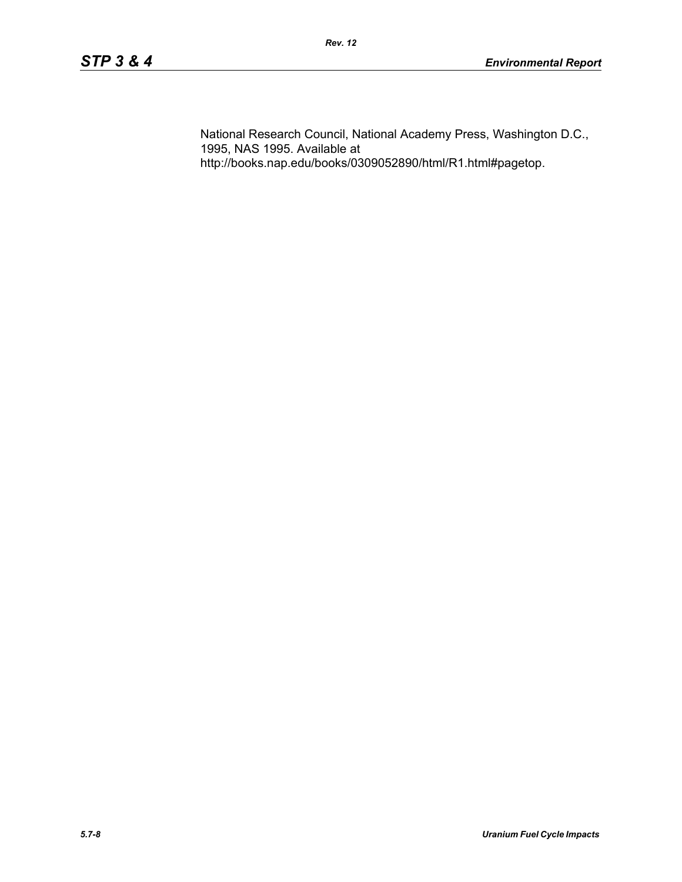National Research Council, National Academy Press, Washington D.C., 1995, NAS 1995. Available at http://books.nap.edu/books/0309052890/html/R1.html#pagetop.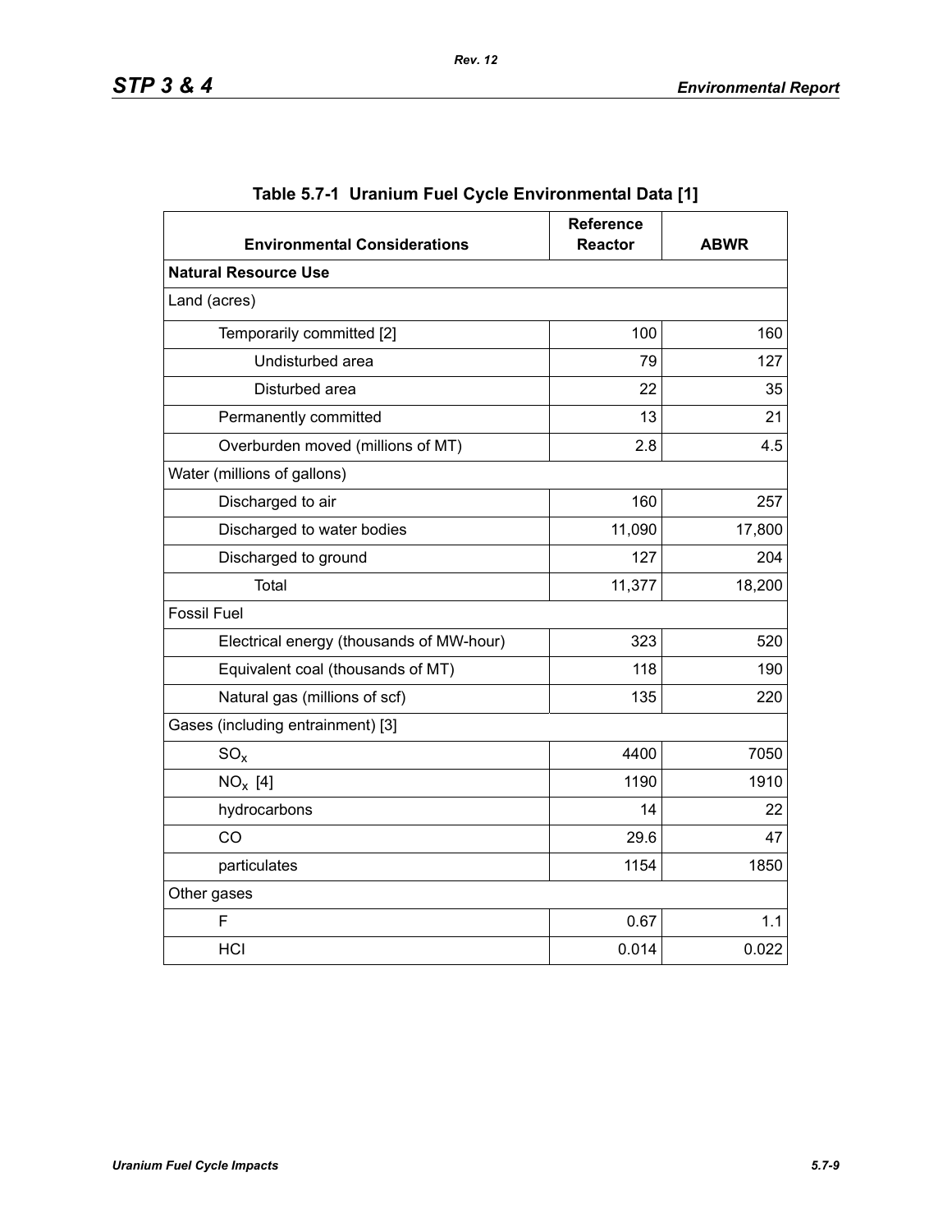**Table 5.7-1 Uranium Fuel Cycle Environmental Data [1]**

| Environmental Considerations | Reference Reactor | ABWR |
|---|---|---|
| **Natural Resource Use** | | |
| Land (acres) | | |
| Temporarily committed [2] | 100 | 160 |
| Undisturbed area | 79 | 127 |
| Disturbed area | 22 | 35 |
| Permanently committed | 13 | 21 |
| Overburden moved (millions of MT) | 2.8 | 4.5 |
| Water (millions of gallons) | | |
| Discharged to air | 160 | 257 |
| Discharged to water bodies | 11,090 | 17,800 |
| Discharged to ground | 127 | 204 |
| Total | 11,377 | 18,200 |
| Fossil Fuel | | |
| Electrical energy (thousands of MW-hour) | 323 | 520 |
| Equivalent coal (thousands of MT) | 118 | 190 |
| Natural gas (millions of scf) | 135 | 220 |
| Gases (including entrainment) [3] | | |
| $SO_x$ | 4400 | 7050 |
| $NO_x$ [4] | 1190 | 1910 |
| hydrocarbons | 14 | 22 |
| CO | 29.6 | 47 |
| particulates | 1154 | 1850 |
| Other gases | | |
| F | 0.67 | 1.1 |
| HCl | 0.014 | 0.022 |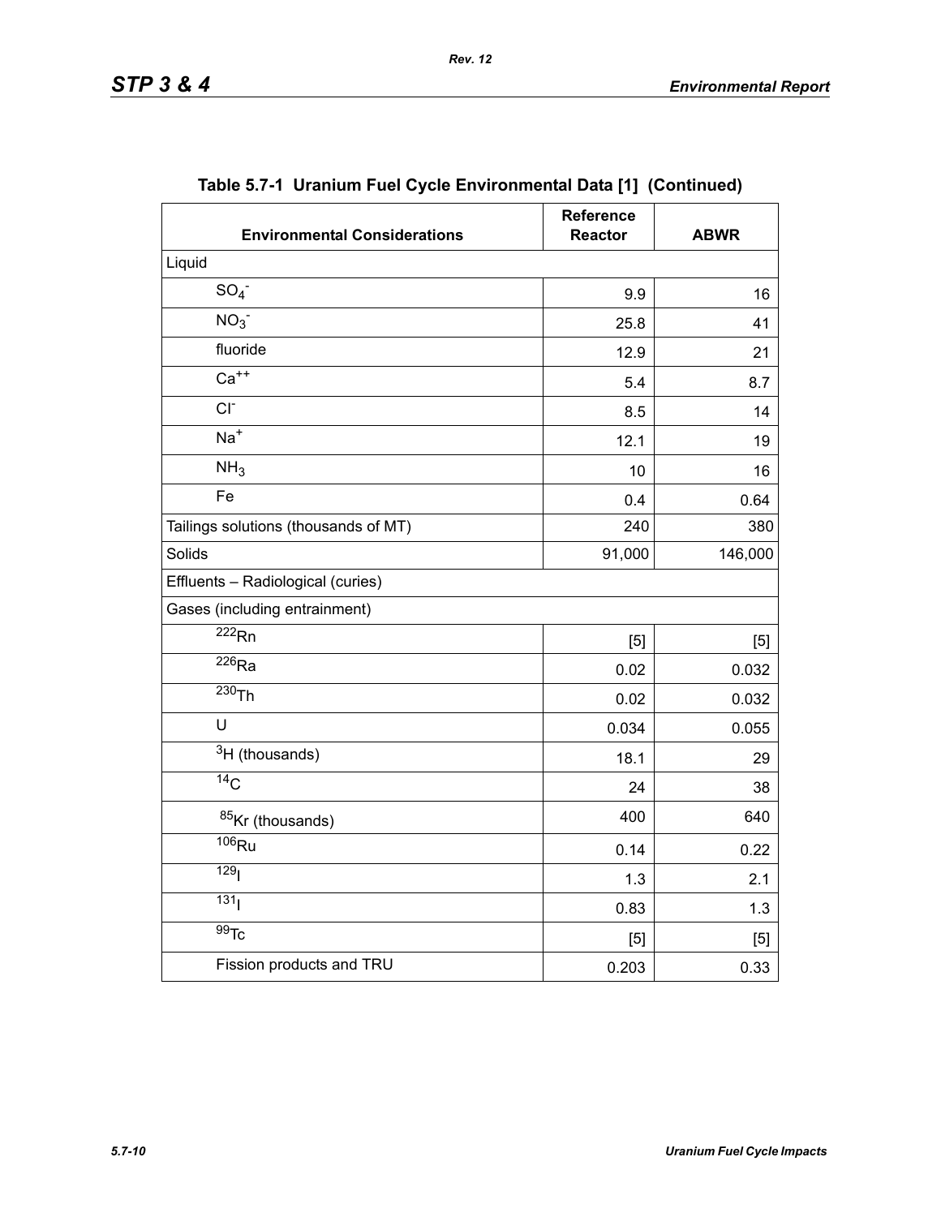**Table 5.7-1 Uranium Fuel Cycle Environmental Data [1] (Continued)**

| Environmental Considerations | Reference Reactor | ABWR |
|---|---|---|
| Liquid | | |
| $SO_4^-$ | 9.9 | 16 |
| $NO_3^-$ | 25.8 | 41 |
| fluoride | 12.9 | 21 |
| $Ca^{++}$ | 5.4 | 8.7 |
| $Cl^-$ | 8.5 | 14 |
| $Na^+$ | 12.1 | 19 |
| $NH_3$ | 10 | 16 |
| Fe | 0.4 | 0.64 |
| Tailings solutions (thousands of MT) | 240 | 380 |
| Solids | 91,000 | 146,000 |
| Effluents – Radiological (curies) | | |
| Gases (including entrainment) | | |
| $^{222}Rn$ | [5] | [5] |
| $^{226}Ra$ | 0.02 | 0.032 |
| $^{230}Th$ | 0.02 | 0.032 |
| U | 0.034 | 0.055 |
| $^{3}H$ (thousands) | 18.1 | 29 |
| $^{14}C$ | 24 | 38 |
| $^{85}Kr$ (thousands) | 400 | 640 |
| $^{106}Ru$ | 0.14 | 0.22 |
| $^{129}I$ | 1.3 | 2.1 |
| $^{131}I$ | 0.83 | 1.3 |
| $^{99}Tc$ | [5] | [5] |
| Fission products and TRU | 0.203 | 0.33 |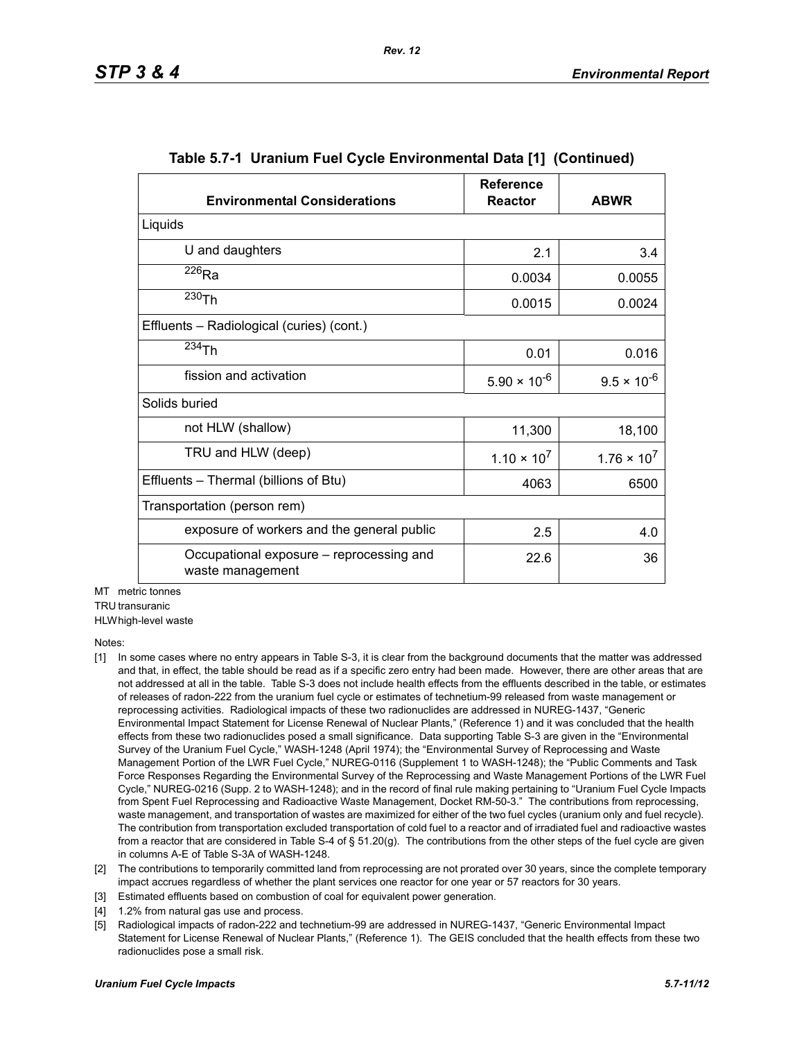**Table 5.7-1 Uranium Fuel Cycle Environmental Data [1] (Continued)**

| Environmental Considerations | Reference Reactor | ABWR |
|---|---|---|
| Liquids | | |
| U and daughters | 2.1 | 3.4 |
| $^{226}$Ra | 0.0034 | 0.0055 |
| $^{230}$Th | 0.0015 | 0.0024 |
| Effluents – Radiological (curies) (cont.) | | |
| $^{234}$Th | 0.01 | 0.016 |
| fission and activation | $5.90 \times 10^{-6}$ | $9.5 \times 10^{-6}$ |
| Solids buried | | |
| not HLW (shallow) | 11,300 | 18,100 |
| TRU and HLW (deep) | $1.10 \times 10^{7}$ | $1.76 \times 10^{7}$ |
| Effluents – Thermal (billions of Btu) | 4063 | 6500 |
| Transportation (person rem) | | |
| exposure of workers and the general public | 2.5 | 4.0 |
| Occupational exposure – reprocessing and waste management | 22.6 | 36 |

MT metric tonnes
TRU transuranic
HLW high-level waste

Notes:

[1] In some cases where no entry appears in Table S-3, it is clear from the background documents that the matter was addressed and that, in effect, the table should be read as if a specific zero entry had been made. However, there are other areas that are not addressed at all in the table. Table S-3 does not include health effects from the effluents described in the table, or estimates of releases of radon-222 from the uranium fuel cycle or estimates of technetium-99 released from waste management or reprocessing activities. Radiological impacts of these two radionuclides are addressed in NUREG-1437, "Generic Environmental Impact Statement for License Renewal of Nuclear Plants," (Reference 1) and it was concluded that the health effects from these two radionuclides posed a small significance. Data supporting Table S-3 are given in the "Environmental Survey of the Uranium Fuel Cycle," WASH-1248 (April 1974); the "Environmental Survey of Reprocessing and Waste Management Portion of the LWR Fuel Cycle," NUREG-0116 (Supplement 1 to WASH-1248); the "Public Comments and Task Force Responses Regarding the Environmental Survey of the Reprocessing and Waste Management Portions of the LWR Fuel Cycle," NUREG-0216 (Supp. 2 to WASH-1248); and in the record of final rule making pertaining to "Uranium Fuel Cycle Impacts from Spent Fuel Reprocessing and Radioactive Waste Management, Docket RM-50-3." The contributions from reprocessing, waste management, and transportation of wastes are maximized for either of the two fuel cycles (uranium only and fuel recycle). The contribution from transportation excluded transportation of cold fuel to a reactor and of irradiated fuel and radioactive wastes from a reactor that are considered in Table S-4 of § 51.20(g). The contributions from the other steps of the fuel cycle are given in columns A-E of Table S-3A of WASH-1248.

[2] The contributions to temporarily committed land from reprocessing are not prorated over 30 years, since the complete temporary impact accrues regardless of whether the plant services one reactor for one year or 57 reactors for 30 years.

[3] Estimated effluents based on combustion of coal for equivalent power generation.

[4] 1.2% from natural gas use and process.

[5] Radiological impacts of radon-222 and technetium-99 are addressed in NUREG-1437, "Generic Environmental Impact Statement for License Renewal of Nuclear Plants," (Reference 1). The GEIS concluded that the health effects from these two radionuclides pose a small risk.